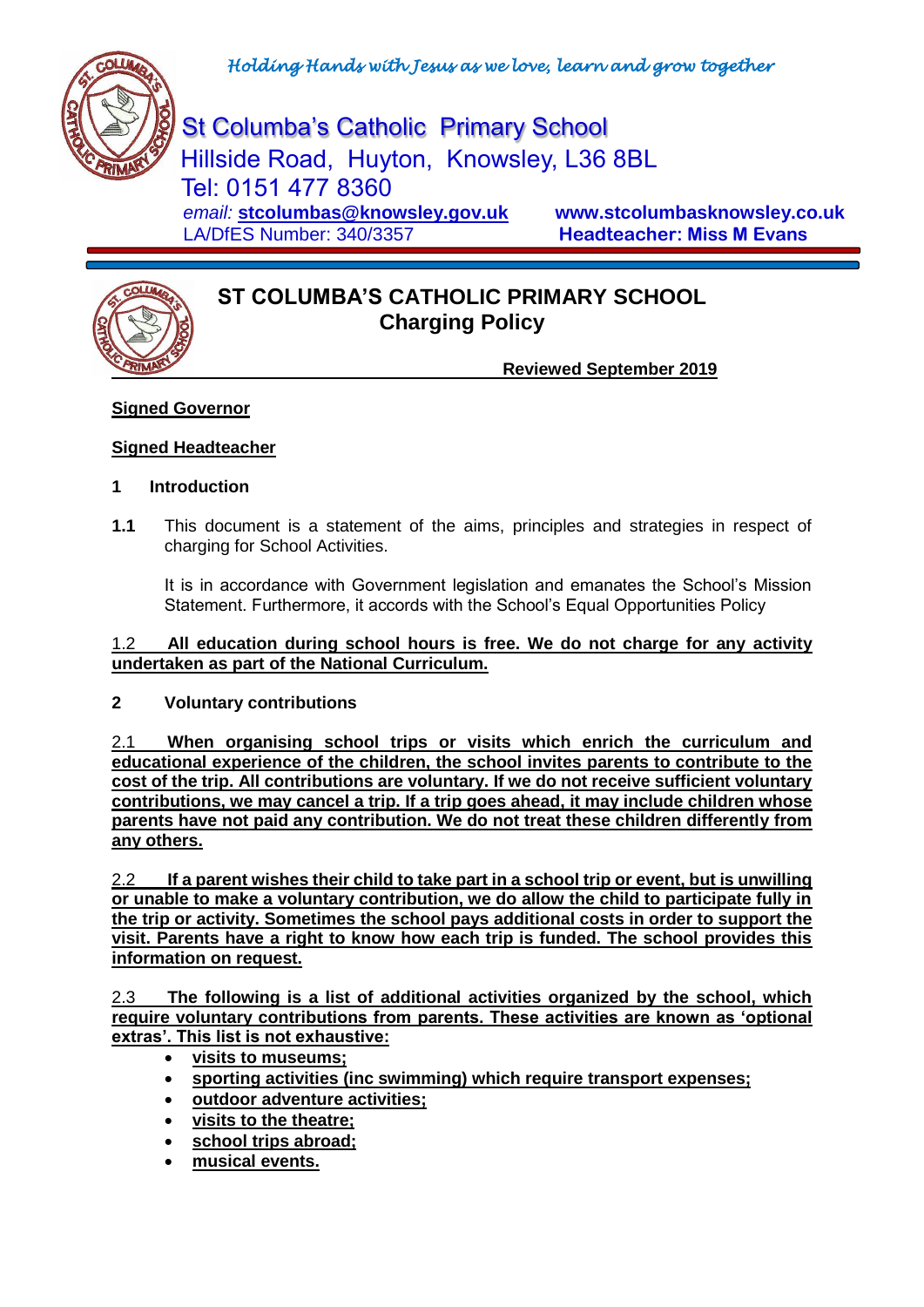*Holding Hands with Jesus as we love, learn and grow together*

St Columba's Catholic Primary School
Hillside Road, Huyton, Knowsley, L36 8BL
Tel: 0151 477 8360
*email:* **stcolumbas@knowsley.gov.uk** **www.stcolumbasknowsley.co.uk**
LA/DfES Number: 340/3357 **Headteacher: Miss M Evans**

# ST COLUMBA'S CATHOLIC PRIMARY SCHOOL
## Charging Policy

**Reviewed September 2019**

**Signed Governor**

**Signed Headteacher**

### 1 Introduction

**1.1** This document is a statement of the aims, principles and strategies in respect of charging for School Activities.

It is in accordance with Government legislation and emanates the School's Mission Statement. Furthermore, it accords with the School's Equal Opportunities Policy

1.2 **All education during school hours is free. We do not charge for any activity undertaken as part of the National Curriculum.**

### 2 Voluntary contributions

2.1 **When organising school trips or visits which enrich the curriculum and educational experience of the children, the school invites parents to contribute to the cost of the trip. All contributions are voluntary. If we do not receive sufficient voluntary contributions, we may cancel a trip. If a trip goes ahead, it may include children whose parents have not paid any contribution. We do not treat these children differently from any others.**

2.2 **If a parent wishes their child to take part in a school trip or event, but is unwilling or unable to make a voluntary contribution, we do allow the child to participate fully in the trip or activity. Sometimes the school pays additional costs in order to support the visit. Parents have a right to know how each trip is funded. The school provides this information on request.**

2.3 **The following is a list of additional activities organized by the school, which require voluntary contributions from parents. These activities are known as 'optional extras'. This list is not exhaustive:**

- **visits to museums;**
- **sporting activities (inc swimming) which require transport expenses;**
- **outdoor adventure activities;**
- **visits to the theatre;**
- **school trips abroad;**
- **musical events.**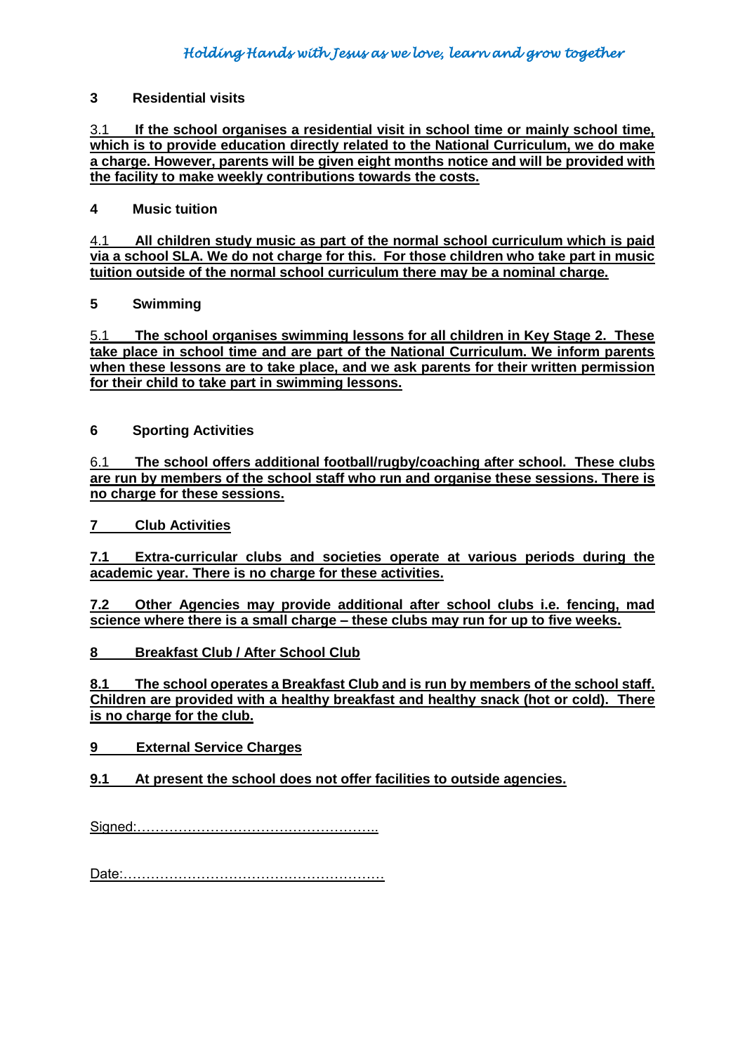## 3 Residential visits

3.1 **If the school organises a residential visit in school time or mainly school time, which is to provide education directly related to the National Curriculum, we do make a charge. However, parents will be given eight months notice and will be provided with the facility to make weekly contributions towards the costs.**

## 4 Music tuition

4.1 **All children study music as part of the normal school curriculum which is paid via a school SLA. We do not charge for this. For those children who take part in music tuition outside of the normal school curriculum there may be a nominal charge.**

## 5 Swimming

5.1 **The school organises swimming lessons for all children in Key Stage 2. These take place in school time and are part of the National Curriculum. We inform parents when these lessons are to take place, and we ask parents for their written permission for their child to take part in swimming lessons.**

## 6 Sporting Activities

6.1 **The school offers additional football/rugby/coaching after school. These clubs are run by members of the school staff who run and organise these sessions. There is no charge for these sessions.**

## 7 Club Activities

**7.1 Extra-curricular clubs and societies operate at various periods during the academic year. There is no charge for these activities.**

**7.2 Other Agencies may provide additional after school clubs i.e. fencing, mad science where there is a small charge – these clubs may run for up to five weeks.**

## 8 Breakfast Club / After School Club

**8.1 The school operates a Breakfast Club and is run by members of the school staff. Children are provided with a healthy breakfast and healthy snack (hot or cold). There is no charge for the club.**

## 9 External Service Charges

**9.1 At present the school does not offer facilities to outside agencies.**

Signed:……………………………………………..

Date:…………………………………………………